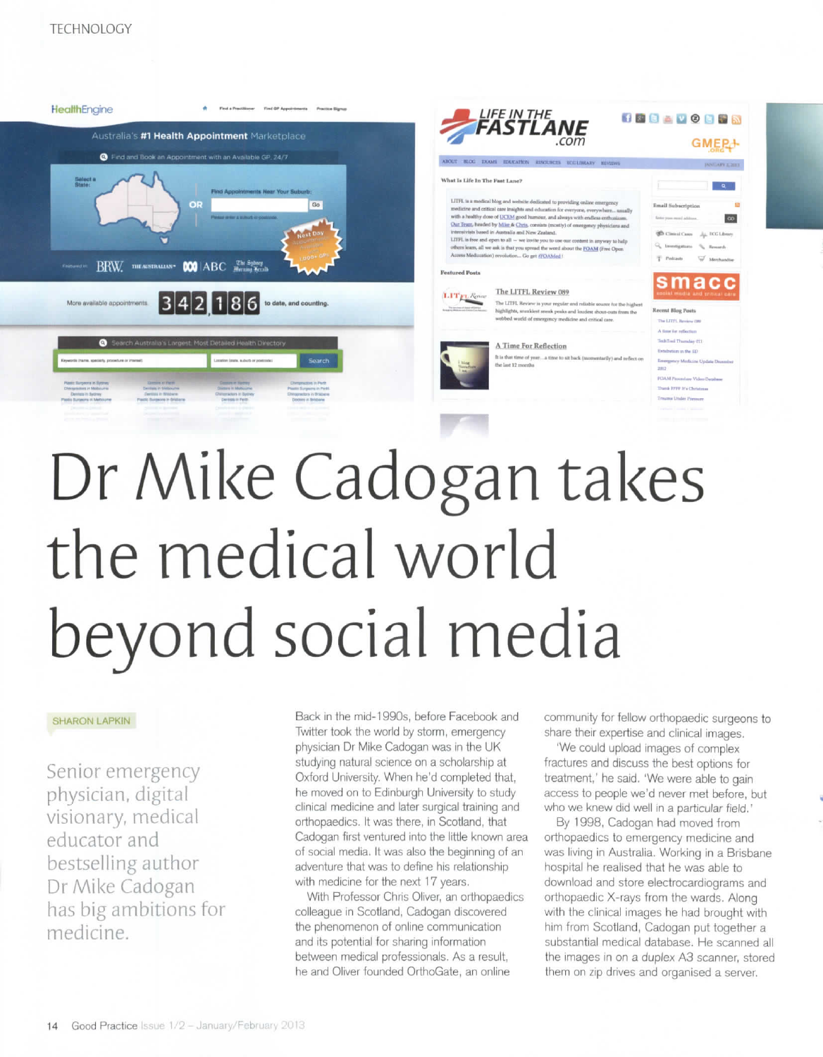# Dr Mike Cadogan takes the medical world beyond social media

SHARON LAPKIN

Senior emergency physician, digital visionary, medical educator and bestselling author Dr Mike Cadogan has big ambitions for medicine.

Back in the mid-1990s, before Facebook and Twitter took the world by storm, emergency physician Dr Mike Cadogan was in the UK studying natural science on a scholarship at Oxford University. When he'd completed that, he moved on to Edinburgh University to study clinical medicine and later surgical training and orthopaedics. It was there, in Scotland, that Cadogan first ventured into the little known area of social media. It was also the beginning of an adventure that was to define his relationship with medicine for the next 17 years.

With Professor Chris Oliver, an orthopaedics colleague in Scotland, Cadogan discovered the phenomenon of online communication and its potential for sharing information between medical professionals. As a result, he and Oliver founded OrthoGate, an online community for fellow orthopaedic surgeons to share their expertise and clinical images.

'We could upload images of complex fractures and discuss the best options for treatment,' he said. 'We were able to gain access to people we'd never met before, but who we knew did well in a particular field.'

By 1998, Cadogan had moved from orthopaedics to emergency medicine and was living in Australia. Working in a Brisbane hospital he realised that he was able to download and store electrocardiograms and orthopaedic X-rays from the wards. Along with the clinical images he had brought with him from Scotland, Cadogan put together a substantial medical database. He scanned all the images in on a duplex A3 scanner, stored them on zip drives and organised a server.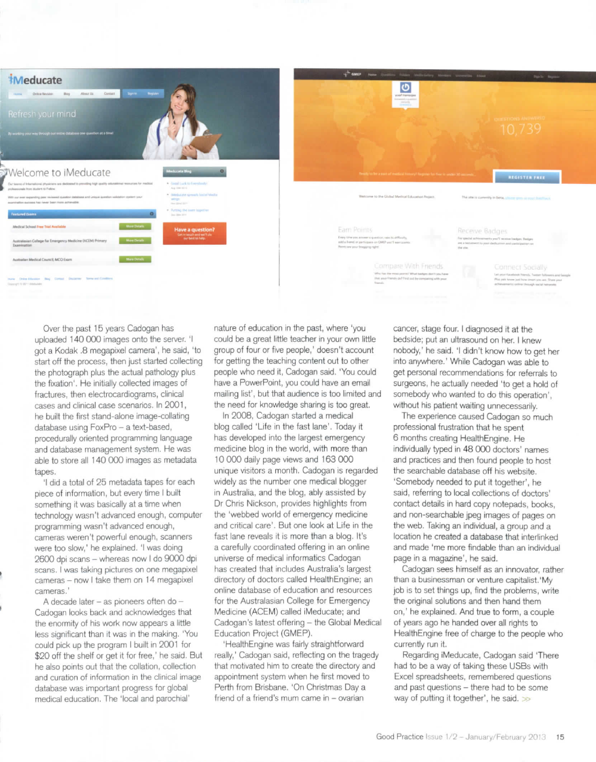Over the past 15 years Cadogan has uploaded 140 000 images onto the server. 'I got a Kodak .8 megapixel camera', he said, 'to start off the process, then just started collecting the photograph plus the actual pathology plus the fixation'. He initially collected images of fractures, then electrocardiograms, clinical cases and clinical case scenarios. In 2001, he built the first stand-alone image-collating database using FoxPro – a text-based, procedurally oriented programming language and database management system. He was able to store all 140 000 images as metadata tapes.

'I did a total of 25 metadata tapes for each piece of information, but every time I built something it was basically at a time when technology wasn't advanced enough, computer programming wasn't advanced enough, cameras weren't powerful enough, scanners were too slow,' he explained. 'I was doing 2600 dpi scans – whereas now I do 9000 dpi scans. I was taking pictures on one megapixel cameras – now I take them on 14 megapixel cameras.'

A decade later – as pioneers often do – Cadogan looks back and acknowledges that the enormity of his work now appears a little less significant than it was in the making. 'You could pick up the program I built in 2001 for $20 off the shelf or get it for free,' he said. But he also points out that the collation, collection and curation of information in the clinical image database was important progress for global medical education. The 'local and parochial' nature of education in the past, where 'you could be a great little teacher in your own little group of four or five people,' doesn't account for getting the teaching content out to other people who need it, Cadogan said. 'You could have a PowerPoint, you could have an email mailing list', but that audience is too limited and the need for knowledge sharing is too great.

In 2008, Cadogan started a medical blog called 'Life in the fast lane'. Today it has developed into the largest emergency medicine blog in the world, with more than 10 000 daily page views and 163 000 unique visitors a month. Cadogan is regarded widely as the number one medical blogger in Australia, and the blog, ably assisted by Dr Chris Nickson, provides highlights from the 'webbed world of emergency medicine and critical care'. But one look at Life in the fast lane reveals it is more than a blog. It's a carefully coordinated offering in an online universe of medical informatics Cadogan has created that includes Australia's largest directory of doctors called HealthEngine; an online database of education and resources for the Australasian College for Emergency Medicine (ACEM) called iMeducate; and Cadogan's latest offering – the Global Medical Education Project (GMEP).

'HealthEngine was fairly straightforward really,' Cadogan said, reflecting on the tragedy that motivated him to create the directory and appointment system when he first moved to Perth from Brisbane. 'On Christmas Day a friend of a friend's mum came in – ovarian cancer, stage four. I diagnosed it at the bedside; put an ultrasound on her. I knew nobody,' he said. 'I didn't know how to get her into anywhere.' While Cadogan was able to get personal recommendations for referrals to surgeons, he actually needed 'to get a hold of somebody who wanted to do this operation', without his patient waiting unnecessarily.

The experience caused Cadogan so much professional frustration that he spent 6 months creating HealthEngine. He individually typed in 48 000 doctors' names and practices and then found people to host the searchable database off his website. 'Somebody needed to put it together', he said, referring to local collections of doctors' contact details in hard copy notepads, books, and non-searchable jpeg images of pages on the web. Taking an individual, a group and a location he created a database that interlinked and made 'me more findable than an individual page in a magazine', he said.

Cadogan sees himself as an innovator, rather than a businessman or venture capitalist. 'My job is to set things up, find the problems, write the original solutions and then hand them on,' he explained. And true to form, a couple of years ago he handed over all rights to HealthEngine free of charge to the people who currently run it.

Regarding iMeducate, Cadogan said 'There had to be a way of taking these USBs with Excel spreadsheets, remembered questions and past questions – there had to be some way of putting it together', he said. >>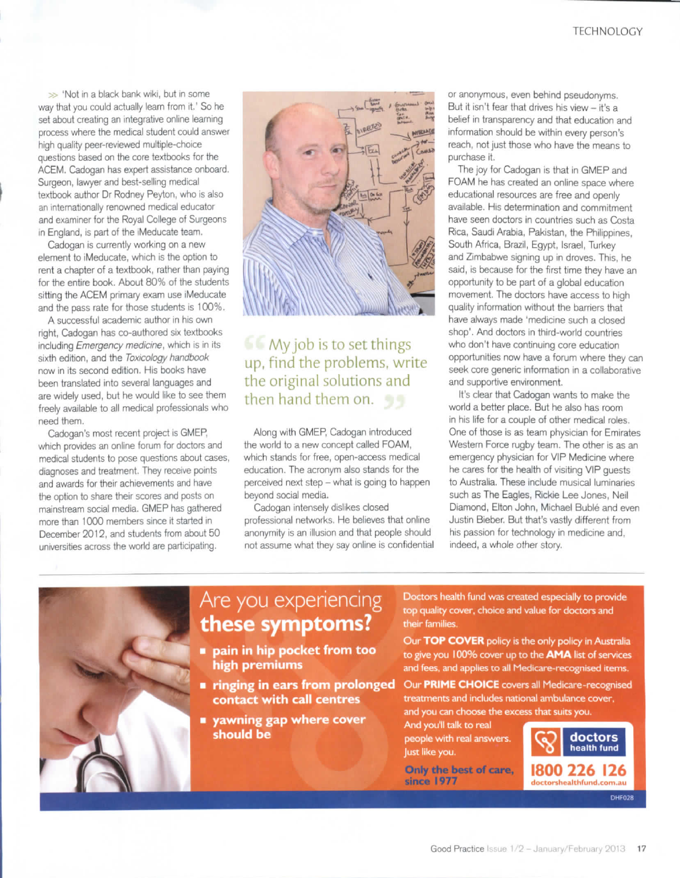>> 'Not in a black bank wiki, but in some way that you could actually learn from it.' So he set about creating an integrative online learning process where the medical student could answer high quality peer-reviewed multiple-choice questions based on the core textbooks for the ACEM. Cadogan has expert assistance onboard. Surgeon, lawyer and best-selling medical textbook author Dr Rodney Peyton, who is also an internationally renowned medical educator and examiner for the Royal College of Surgeons in England, is part of the iMeducate team.

Cadogan is currently working on a new element to iMeducate, which is the option to rent a chapter of a textbook, rather than paying for the entire book. About 80% of the students sitting the ACEM primary exam use iMeducate and the pass rate for those students is 100%.

A successful academic author in his own right, Cadogan has co-authored six textbooks including *Emergency medicine*, which is in its sixth edition, and the *Toxicology handbook* now in its second edition. His books have been translated into several languages and are widely used, but he would like to see them freely available to all medical professionals who need them.

Cadogan's most recent project is GMEP, which provides an online forum for doctors and medical students to pose questions about cases, diagnoses and treatment. They receive points and awards for their achievements and have the option to share their scores and posts on mainstream social media. GMEP has gathered more than 1000 members since it started in December 2012, and students from about 50 universities across the world are participating.

> "My job is to set things up, find the problems, write the original solutions and then hand them on."

Along with GMEP, Cadogan introduced the world to a new concept called FOAM, which stands for free, open-access medical education. The acronym also stands for the perceived next step – what is going to happen beyond social media.

Cadogan intensely dislikes closed professional networks. He believes that online anonymity is an illusion and that people should not assume what they say online is confidential or anonymous, even behind pseudonyms. But it isn't fear that drives his view – it's a belief in transparency and that education and information should be within every person's reach, not just those who have the means to purchase it.

The joy for Cadogan is that in GMEP and FOAM he has created an online space where educational resources are free and openly available. His determination and commitment have seen doctors in countries such as Costa Rica, Saudi Arabia, Pakistan, the Philippines, South Africa, Brazil, Egypt, Israel, Turkey and Zimbabwe signing up in droves. This, he said, is because for the first time they have an opportunity to be part of a global education movement. The doctors have access to high quality information without the barriers that have always made 'medicine such a closed shop'. And doctors in third-world countries who don't have continuing core education opportunities now have a forum where they can seek core generic information in a collaborative and supportive environment.

It's clear that Cadogan wants to make the world a better place. But he also has room in his life for a couple of other medical roles. One of those is as team physician for Emirates Western Force rugby team. The other is as an emergency physician for VIP Medicine where he cares for the health of visiting VIP guests to Australia. These include musical luminaries such as The Eagles, Rickie Lee Jones, Neil Diamond, Elton John, Michael Bublé and even Justin Bieber. But that's vastly different from his passion for technology in medicine and, indeed, a whole other story.

---

## Are you experiencing **these symptoms?**

- **pain in hip pocket from too high premiums**
- **ringing in ears from prolonged contact with call centres**
- **yawning gap where cover should be**

Doctors health fund was created especially to provide top quality cover, choice and value for doctors and their families.

Our **TOP COVER** policy is the only policy in Australia to give you 100% cover up to the **AMA** list of services and fees, and applies to all Medicare-recognised items.

Our **PRIME CHOICE** covers all Medicare-recognised treatments and includes national ambulance cover, and you can choose the excess that suits you.

And you'll talk to real people with real answers. Just like you.

**Only the best of care, since 1977**

**doctors health fund**

**1800 226 126**

doctorshealthfund.com.au

DHF028